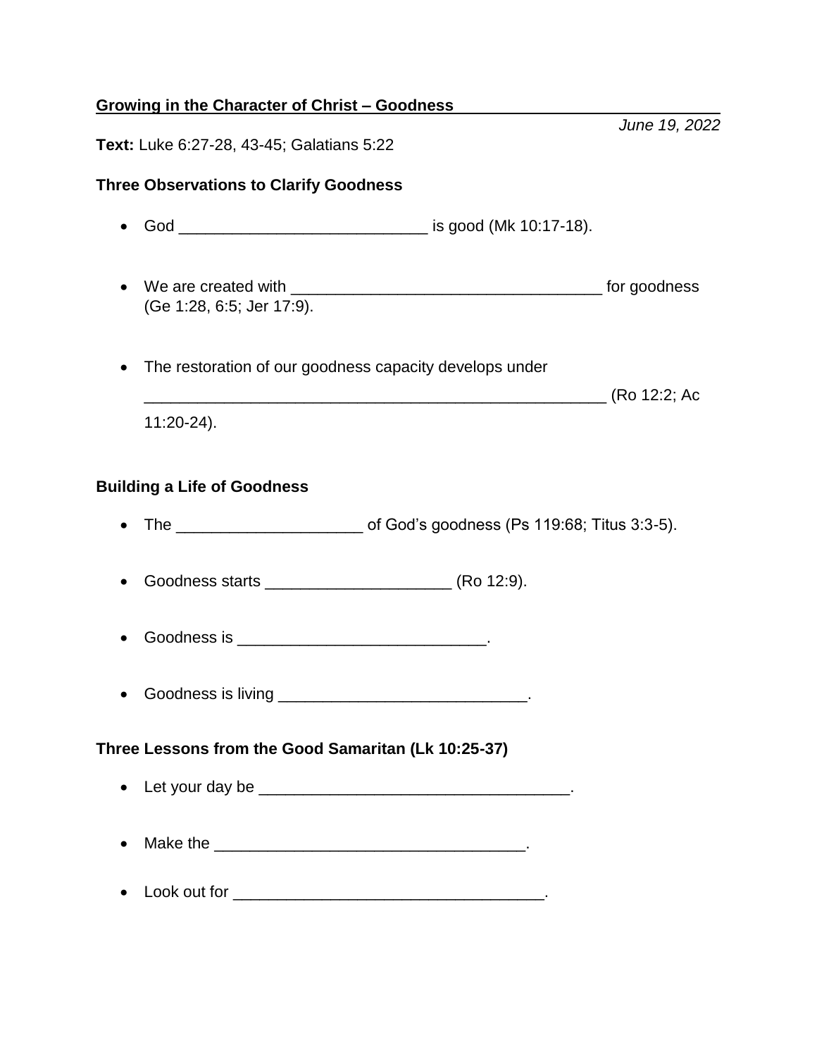**Growing in the Character of Christ – Goodness**

*June 19, 2022*

**Text:** Luke 6:27-28, 43-45; Galatians 5:22

**Three Observations to Clarify Goodness**

- God ____________________________ is good (Mk 10:17-18).
- We are created with ___________________________________ for goodness (Ge 1:28, 6:5; Jer 17:9).
- The restoration of our goodness capacity develops under _____________________________________________________ (Ro 12:2; Ac 11:20-24).

**Building a Life of Goodness**

- The _____________________ of God's goodness (Ps 119:68; Titus 3:3-5).
- Goodness starts _____________________ (Ro 12:9).
- Goodness is ____________________________.
- Goodness is living ____________________________.

**Three Lessons from the Good Samaritan (Lk 10:25-37)**

- Let your day be ___________________________________.
- Make the ___________________________________.
- Look out for ___________________________________.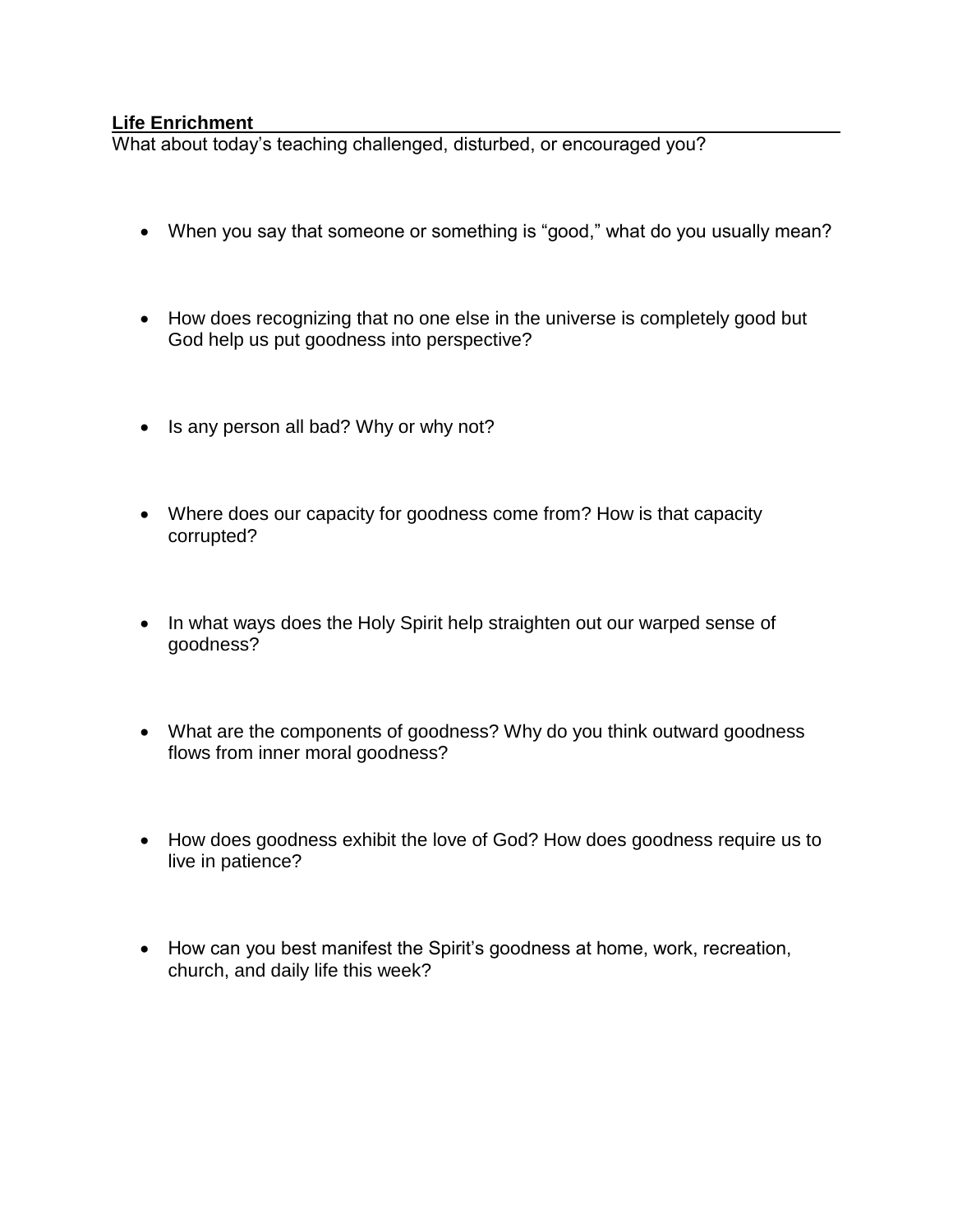**Life Enrichment**

What about today's teaching challenged, disturbed, or encouraged you?

- When you say that someone or something is "good," what do you usually mean?

- How does recognizing that no one else in the universe is completely good but God help us put goodness into perspective?

- Is any person all bad? Why or why not?

- Where does our capacity for goodness come from? How is that capacity corrupted?

- In what ways does the Holy Spirit help straighten out our warped sense of goodness?

- What are the components of goodness? Why do you think outward goodness flows from inner moral goodness?

- How does goodness exhibit the love of God? How does goodness require us to live in patience?

- How can you best manifest the Spirit's goodness at home, work, recreation, church, and daily life this week?